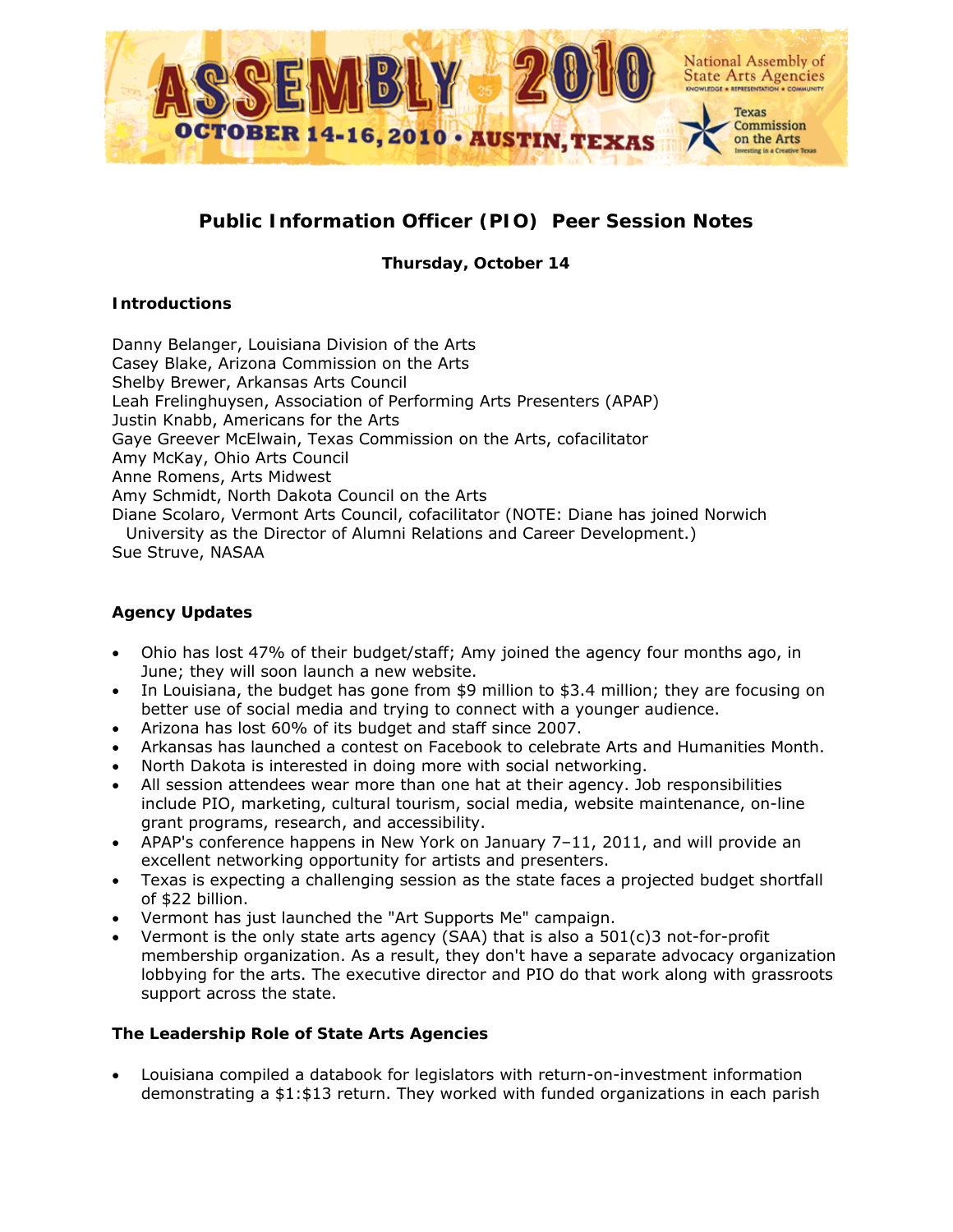# Public Information Officer (PIO) Peer Session Notes

**Thursday, October 14**

### Introductions

Danny Belanger, Louisiana Division of the Arts
Casey Blake, Arizona Commission on the Arts
Shelby Brewer, Arkansas Arts Council
Leah Frelinghuysen, Association of Performing Arts Presenters (APAP)
Justin Knabb, Americans for the Arts
Gaye Greever McElwain, Texas Commission on the Arts, cofacilitator
Amy McKay, Ohio Arts Council
Anne Romens, Arts Midwest
Amy Schmidt, North Dakota Council on the Arts
Diane Scolaro, Vermont Arts Council, cofacilitator (NOTE: Diane has joined Norwich University as the Director of Alumni Relations and Career Development.)
Sue Struve, NASAA

### Agency Updates

- Ohio has lost 47% of their budget/staff; Amy joined the agency four months ago, in June; they will soon launch a new website.
- In Louisiana, the budget has gone from $9 million to $3.4 million; they are focusing on better use of social media and trying to connect with a younger audience.
- Arizona has lost 60% of its budget and staff since 2007.
- Arkansas has launched a contest on Facebook to celebrate Arts and Humanities Month.
- North Dakota is interested in doing more with social networking.
- All session attendees wear more than one hat at their agency. Job responsibilities include PIO, marketing, cultural tourism, social media, website maintenance, on-line grant programs, research, and accessibility.
- APAP's conference happens in New York on January 7–11, 2011, and will provide an excellent networking opportunity for artists and presenters.
- Texas is expecting a challenging session as the state faces a projected budget shortfall of $22 billion.
- Vermont has just launched the "Art Supports Me" campaign.
- Vermont is the only state arts agency (SAA) that is also a 501(c)3 not-for-profit membership organization. As a result, they don't have a separate advocacy organization lobbying for the arts. The executive director and PIO do that work along with grassroots support across the state.

### The Leadership Role of State Arts Agencies

- Louisiana compiled a databook for legislators with return-on-investment information demonstrating a $1:$13 return. They worked with funded organizations in each parish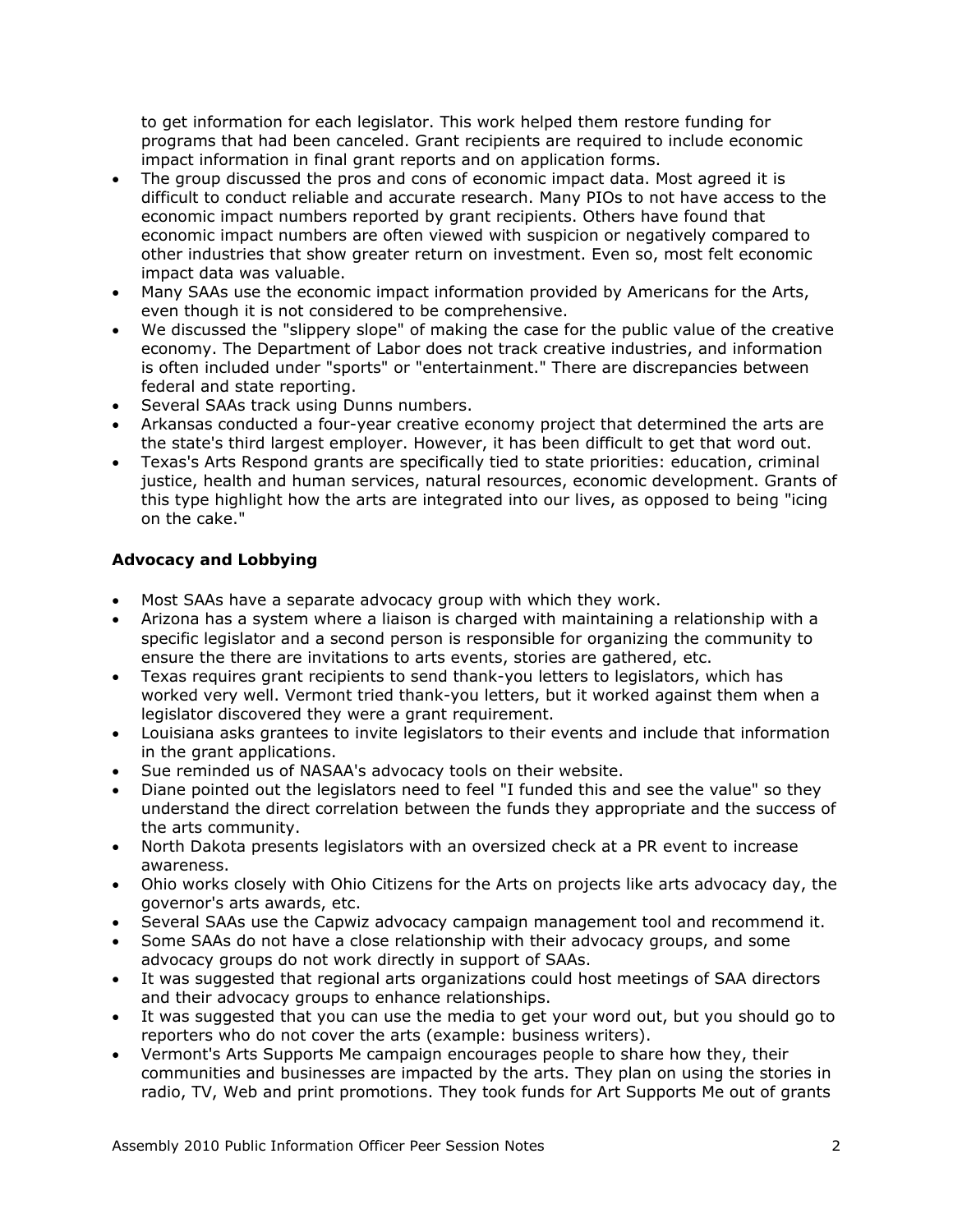to get information for each legislator. This work helped them restore funding for programs that had been canceled. Grant recipients are required to include economic impact information in final grant reports and on application forms.

- The group discussed the pros and cons of economic impact data. Most agreed it is difficult to conduct reliable and accurate research. Many PIOs to not have access to the economic impact numbers reported by grant recipients. Others have found that economic impact numbers are often viewed with suspicion or negatively compared to other industries that show greater return on investment. Even so, most felt economic impact data was valuable.
- Many SAAs use the economic impact information provided by Americans for the Arts, even though it is not considered to be comprehensive.
- We discussed the "slippery slope" of making the case for the public value of the creative economy. The Department of Labor does not track creative industries, and information is often included under "sports" or "entertainment." There are discrepancies between federal and state reporting.
- Several SAAs track using Dunns numbers.
- Arkansas conducted a four-year creative economy project that determined the arts are the state's third largest employer. However, it has been difficult to get that word out.
- Texas's Arts Respond grants are specifically tied to state priorities: education, criminal justice, health and human services, natural resources, economic development. Grants of this type highlight how the arts are integrated into our lives, as opposed to being "icing on the cake."

**Advocacy and Lobbying**

- Most SAAs have a separate advocacy group with which they work.
- Arizona has a system where a liaison is charged with maintaining a relationship with a specific legislator and a second person is responsible for organizing the community to ensure the there are invitations to arts events, stories are gathered, etc.
- Texas requires grant recipients to send thank-you letters to legislators, which has worked very well. Vermont tried thank-you letters, but it worked against them when a legislator discovered they were a grant requirement.
- Louisiana asks grantees to invite legislators to their events and include that information in the grant applications.
- Sue reminded us of NASAA's advocacy tools on their website.
- Diane pointed out the legislators need to feel "I funded this and see the value" so they understand the direct correlation between the funds they appropriate and the success of the arts community.
- North Dakota presents legislators with an oversized check at a PR event to increase awareness.
- Ohio works closely with Ohio Citizens for the Arts on projects like arts advocacy day, the governor's arts awards, etc.
- Several SAAs use the Capwiz advocacy campaign management tool and recommend it.
- Some SAAs do not have a close relationship with their advocacy groups, and some advocacy groups do not work directly in support of SAAs.
- It was suggested that regional arts organizations could host meetings of SAA directors and their advocacy groups to enhance relationships.
- It was suggested that you can use the media to get your word out, but you should go to reporters who do not cover the arts (example: business writers).
- Vermont's Arts Supports Me campaign encourages people to share how they, their communities and businesses are impacted by the arts. They plan on using the stories in radio, TV, Web and print promotions. They took funds for Art Supports Me out of grants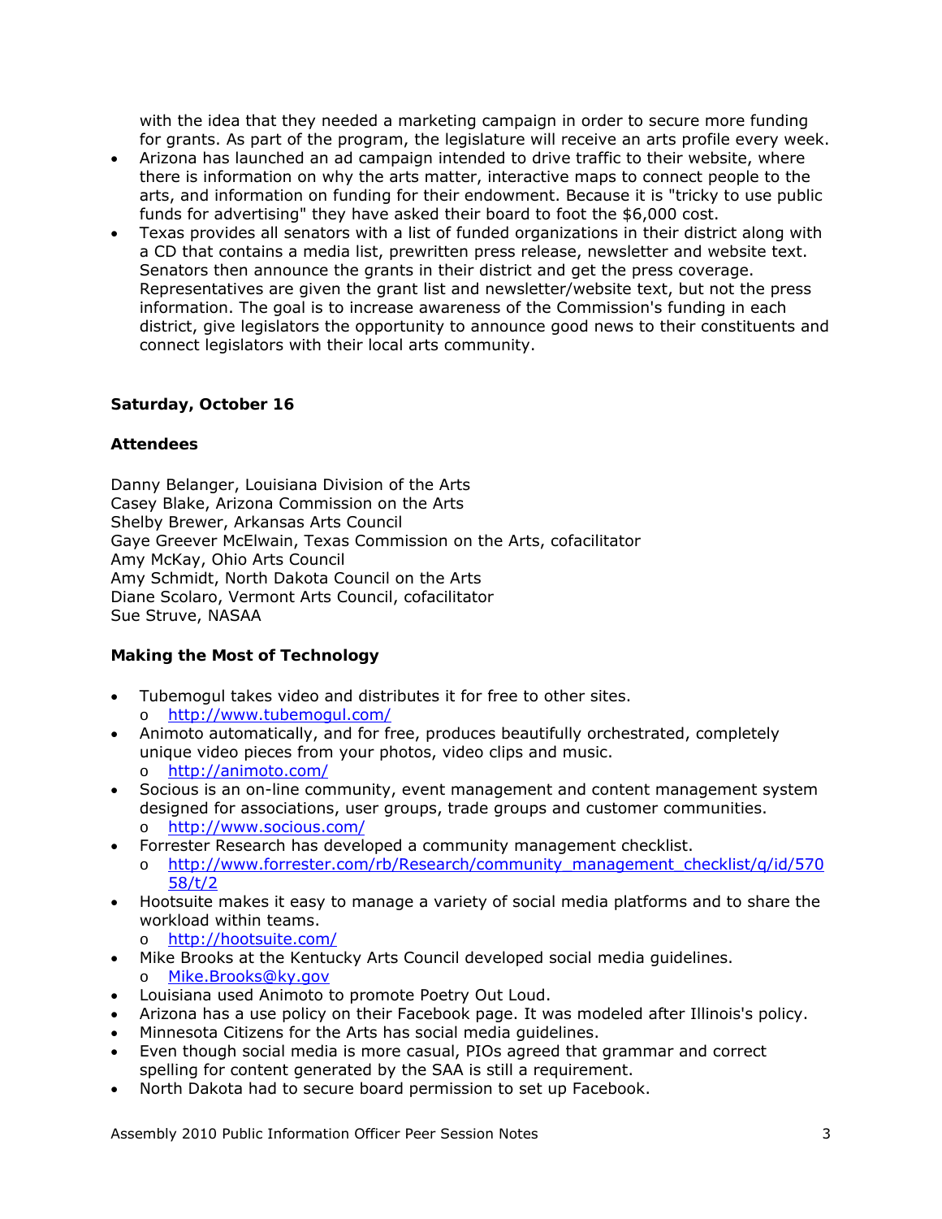with the idea that they needed a marketing campaign in order to secure more funding for grants. As part of the program, the legislature will receive an arts profile every week.

- Arizona has launched an ad campaign intended to drive traffic to their website, where there is information on why the arts matter, interactive maps to connect people to the arts, and information on funding for their endowment. Because it is "tricky to use public funds for advertising" they have asked their board to foot the $6,000 cost.
- Texas provides all senators with a list of funded organizations in their district along with a CD that contains a media list, prewritten press release, newsletter and website text. Senators then announce the grants in their district and get the press coverage. Representatives are given the grant list and newsletter/website text, but not the press information. The goal is to increase awareness of the Commission's funding in each district, give legislators the opportunity to announce good news to their constituents and connect legislators with their local arts community.

**Saturday, October 16**

**Attendees**

Danny Belanger, Louisiana Division of the Arts
Casey Blake, Arizona Commission on the Arts
Shelby Brewer, Arkansas Arts Council
Gaye Greever McElwain, Texas Commission on the Arts, cofacilitator
Amy McKay, Ohio Arts Council
Amy Schmidt, North Dakota Council on the Arts
Diane Scolaro, Vermont Arts Council, cofacilitator
Sue Struve, NASAA

**Making the Most of Technology**

- Tubemogul takes video and distributes it for free to other sites.
  - http://www.tubemogul.com/
- Animoto automatically, and for free, produces beautifully orchestrated, completely unique video pieces from your photos, video clips and music.
  - http://animoto.com/
- Socious is an on-line community, event management and content management system designed for associations, user groups, trade groups and customer communities.
  - http://www.socious.com/
- Forrester Research has developed a community management checklist.
  - http://www.forrester.com/rb/Research/community_management_checklist/q/id/57058/t/2
- Hootsuite makes it easy to manage a variety of social media platforms and to share the workload within teams.
  - http://hootsuite.com/
- Mike Brooks at the Kentucky Arts Council developed social media guidelines.
  - Mike.Brooks@ky.gov
- Louisiana used Animoto to promote Poetry Out Loud.
- Arizona has a use policy on their Facebook page. It was modeled after Illinois's policy.
- Minnesota Citizens for the Arts has social media guidelines.
- Even though social media is more casual, PIOs agreed that grammar and correct spelling for content generated by the SAA is still a requirement.
- North Dakota had to secure board permission to set up Facebook.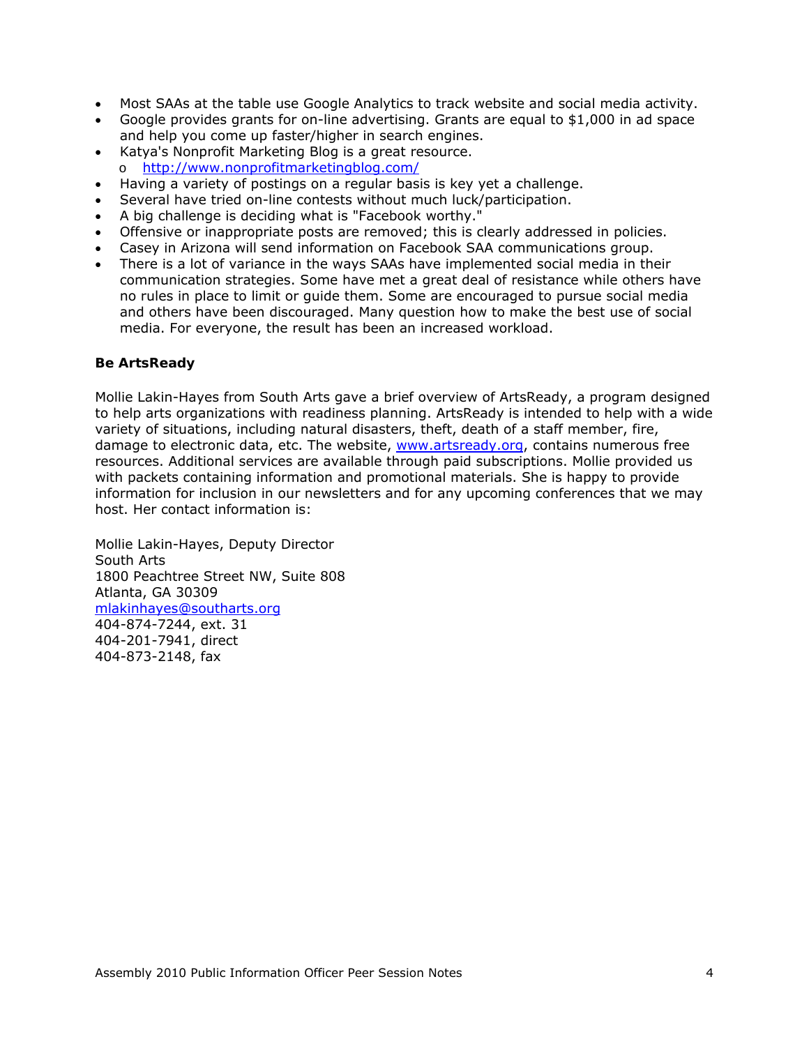- Most SAAs at the table use Google Analytics to track website and social media activity.
- Google provides grants for on-line advertising. Grants are equal to $1,000 in ad space and help you come up faster/higher in search engines.
- Katya's Nonprofit Marketing Blog is a great resource.
  - http://www.nonprofitmarketingblog.com/
- Having a variety of postings on a regular basis is key yet a challenge.
- Several have tried on-line contests without much luck/participation.
- A big challenge is deciding what is "Facebook worthy."
- Offensive or inappropriate posts are removed; this is clearly addressed in policies.
- Casey in Arizona will send information on Facebook SAA communications group.
- There is a lot of variance in the ways SAAs have implemented social media in their communication strategies. Some have met a great deal of resistance while others have no rules in place to limit or guide them. Some are encouraged to pursue social media and others have been discouraged. Many question how to make the best use of social media. For everyone, the result has been an increased workload.

**Be ArtsReady**

Mollie Lakin-Hayes from South Arts gave a brief overview of ArtsReady, a program designed to help arts organizations with readiness planning. ArtsReady is intended to help with a wide variety of situations, including natural disasters, theft, death of a staff member, fire, damage to electronic data, etc. The website, www.artsready.org, contains numerous free resources. Additional services are available through paid subscriptions. Mollie provided us with packets containing information and promotional materials. She is happy to provide information for inclusion in our newsletters and for any upcoming conferences that we may host. Her contact information is:

Mollie Lakin-Hayes, Deputy Director
South Arts
1800 Peachtree Street NW, Suite 808
Atlanta, GA 30309
mlakinhayes@southarts.org
404-874-7244, ext. 31
404-201-7941, direct
404-873-2148, fax